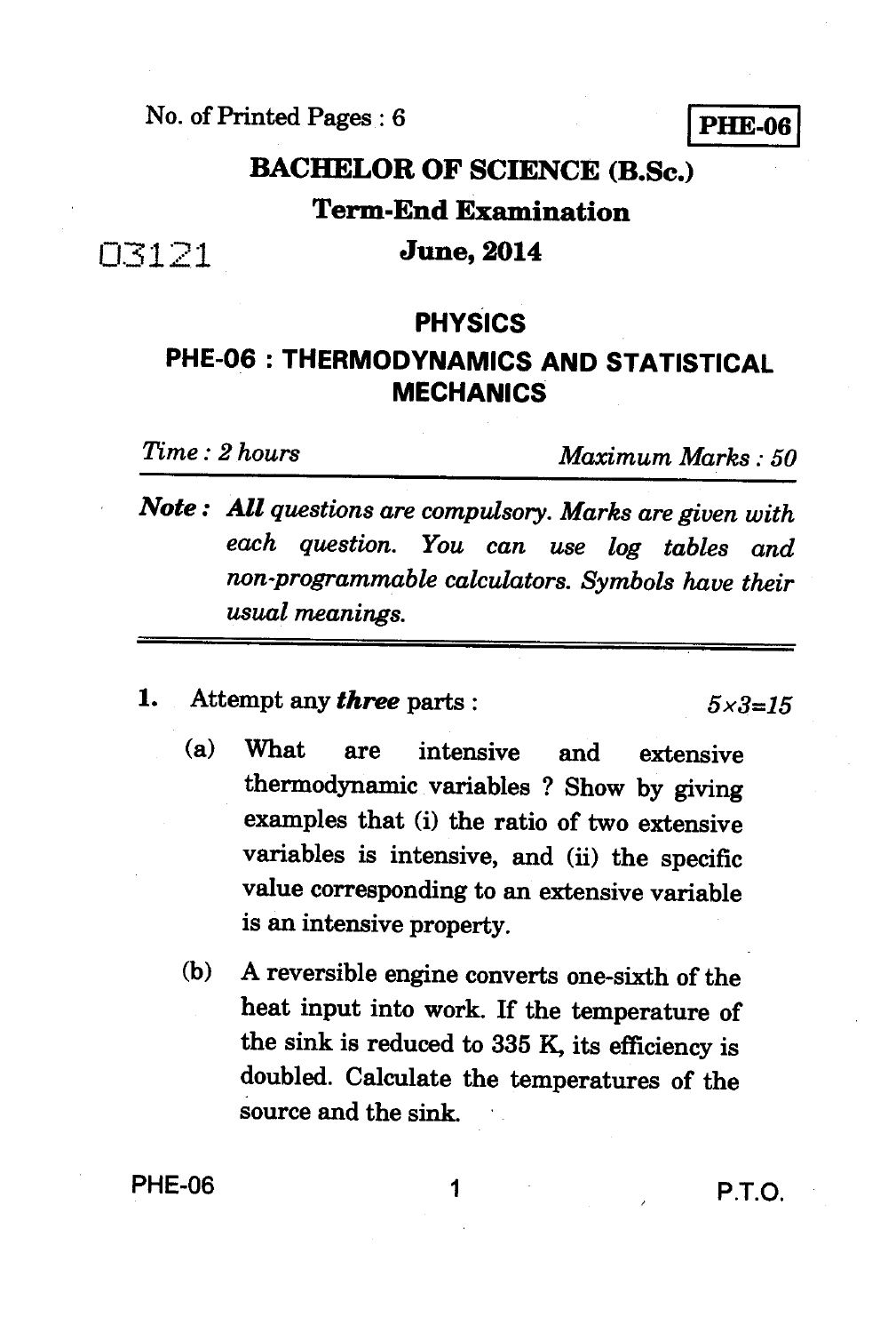No. of Printed Pages : 6

**PHE-06**

# BACHELOR OF SCIENCE (B.Sc.)

## Term-End Examination

03121

## June, 2014

## PHYSICS

## PHE-06 : THERMODYNAMICS AND STATISTICAL MECHANICS

*Time : 2 hours* *Maximum Marks : 50*

***Note :*** *All questions are compulsory. Marks are given with each question. You can use log tables and non-programmable calculators. Symbols have their usual meanings.*

---

1. Attempt any ***three*** parts : $5 \times 3 = 15$

   (a) What are intensive and extensive thermodynamic variables ? Show by giving examples that (i) the ratio of two extensive variables is intensive, and (ii) the specific value corresponding to an extensive variable is an intensive property.

   (b) A reversible engine converts one-sixth of the heat input into work. If the temperature of the sink is reduced to 335 K, its efficiency is doubled. Calculate the temperatures of the source and the sink.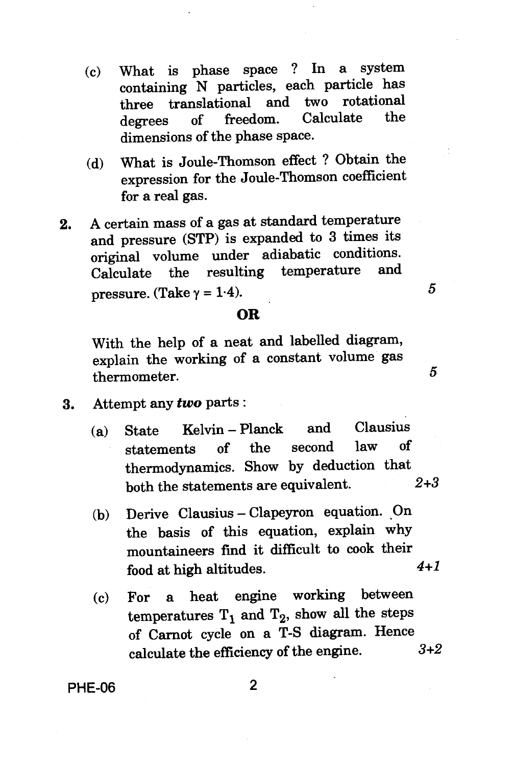(c) What is phase space ? In a system containing N particles, each particle has three translational and two rotational degrees of freedom. Calculate the dimensions of the phase space.

(d) What is Joule-Thomson effect ? Obtain the expression for the Joule-Thomson coefficient for a real gas.

2. A certain mass of a gas at standard temperature and pressure (STP) is expanded to 3 times its original volume under adiabatic conditions. Calculate the resulting temperature and pressure. (Take $\gamma = 1 \cdot 4$). 5

**OR**

With the help of a neat and labelled diagram, explain the working of a constant volume gas thermometer. 5

3. Attempt any ***two*** parts :

   (a) State Kelvin – Planck and Clausius statements of the second law of thermodynamics. Show by deduction that both the statements are equivalent. *2+3*

   (b) Derive Clausius – Clapeyron equation. On the basis of this equation, explain why mountaineers find it difficult to cook their food at high altitudes. *4+1*

   (c) For a heat engine working between temperatures $T_1$ and $T_2$, show all the steps of Carnot cycle on a T-S diagram. Hence calculate the efficiency of the engine. *3+2*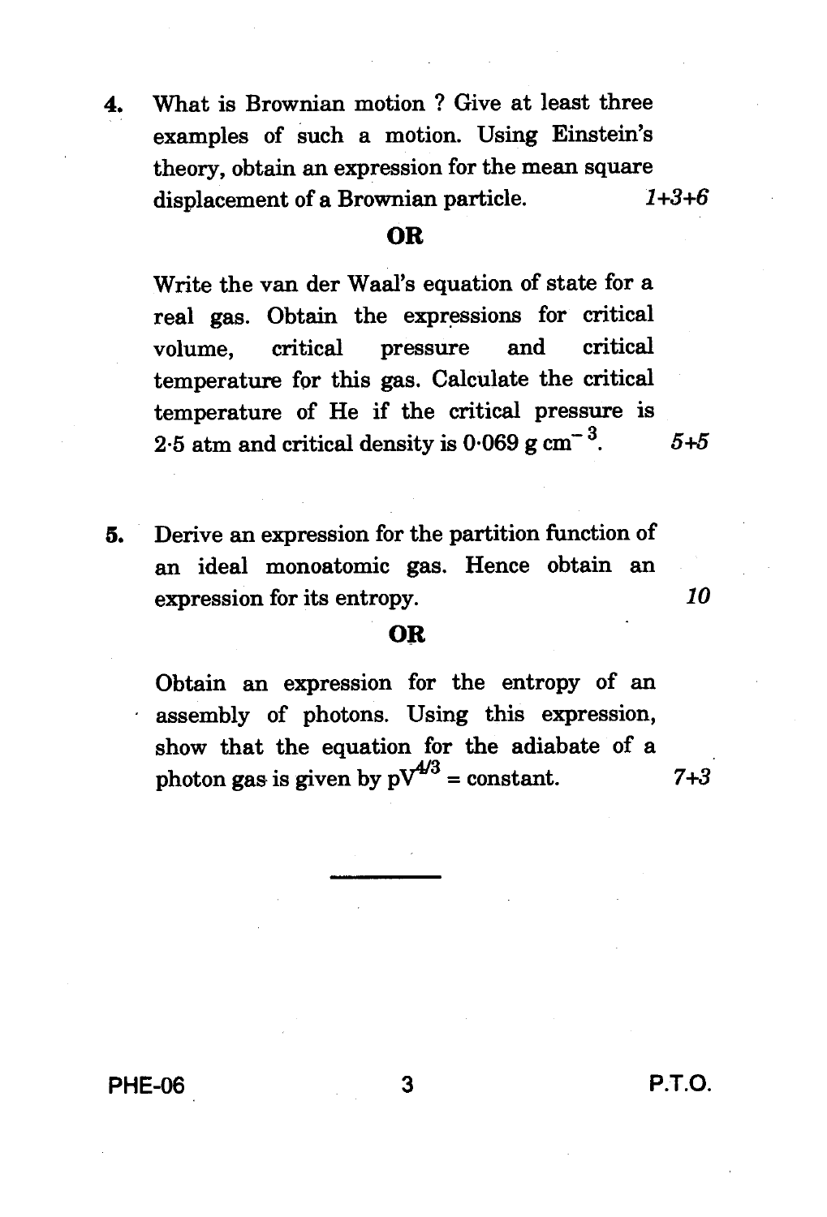4. What is Brownian motion ? Give at least three examples of such a motion. Using Einstein's theory, obtain an expression for the mean square displacement of a Brownian particle. *1+3+6*

**OR**

Write the van der Waal's equation of state for a real gas. Obtain the expressions for critical volume, critical pressure and critical temperature for this gas. Calculate the critical temperature of He if the critical pressure is 2·5 atm and critical density is 0·069 g $cm^{-3}$. *5+5*

5. Derive an expression for the partition function of an ideal monoatomic gas. Hence obtain an expression for its entropy. *10*

**OR**

Obtain an expression for the entropy of an assembly of photons. Using this expression, show that the equation for the adiabate of a photon gas is given by $pV^{4/3}$ = constant. *7+3*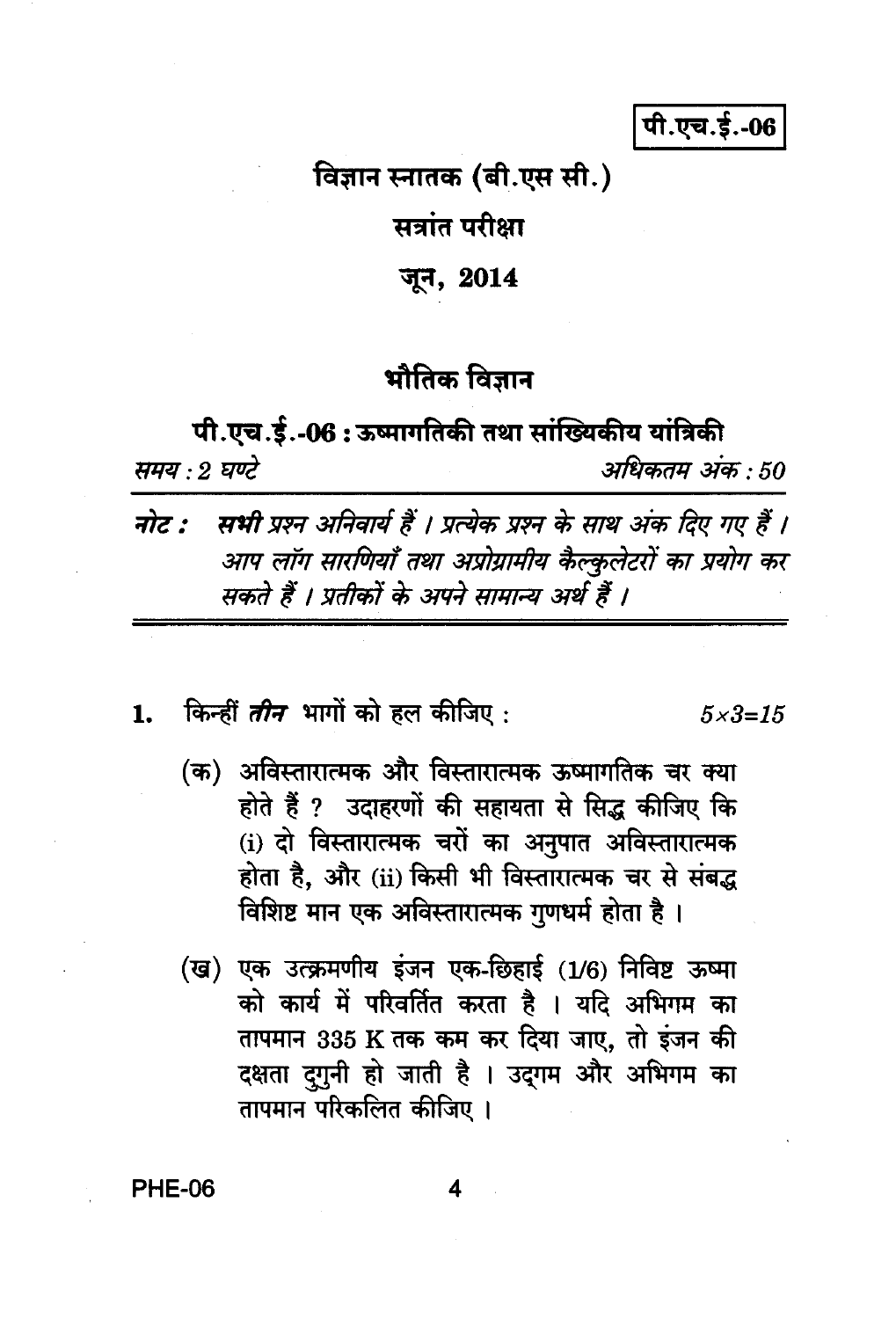पी.एच.ई.-06

# विज्ञान स्नातक (बी.एस सी.)

## सत्रांत परीक्षा

## जून, 2014

## भौतिक विज्ञान

### पी.एच.ई.-06 : ऊष्मागतिकी तथा सांख्यिकीय यांत्रिकी

*समय : 2 घण्टे* *अधिकतम अंक : 50*

***नोट :*** ***सभी*** *प्रश्न अनिवार्य हैं । प्रत्येक प्रश्न के साथ अंक दिए गए हैं । आप लॉग सारणियाँ तथा अप्रोग्रामीय कैल्कुलेटरों का प्रयोग कर सकते हैं । प्रतीकों के अपने सामान्य अर्थ हैं ।*

---

**1.** किन्हीं ***तीन*** भागों को हल कीजिए : $5 \times 3 = 15$

(क) अविस्तारात्मक और विस्तारात्मक ऊष्मागतिक चर क्या होते हैं ? उदाहरणों की सहायता से सिद्ध कीजिए कि (i) दो विस्तारात्मक चरों का अनुपात अविस्तारात्मक होता है, और (ii) किसी भी विस्तारात्मक चर से संबद्ध विशिष्ट मान एक अविस्तारात्मक गुणधर्म होता है ।

(ख) एक उत्क्रमणीय इंजन एक-छिहाई (1/6) निविष्ट ऊष्मा को कार्य में परिवर्तित करता है । यदि अभिगम का तापमान 335 K तक कम कर दिया जाए, तो इंजन की दक्षता दुगुनी हो जाती है । उद्गम और अभिगम का तापमान परिकलित कीजिए ।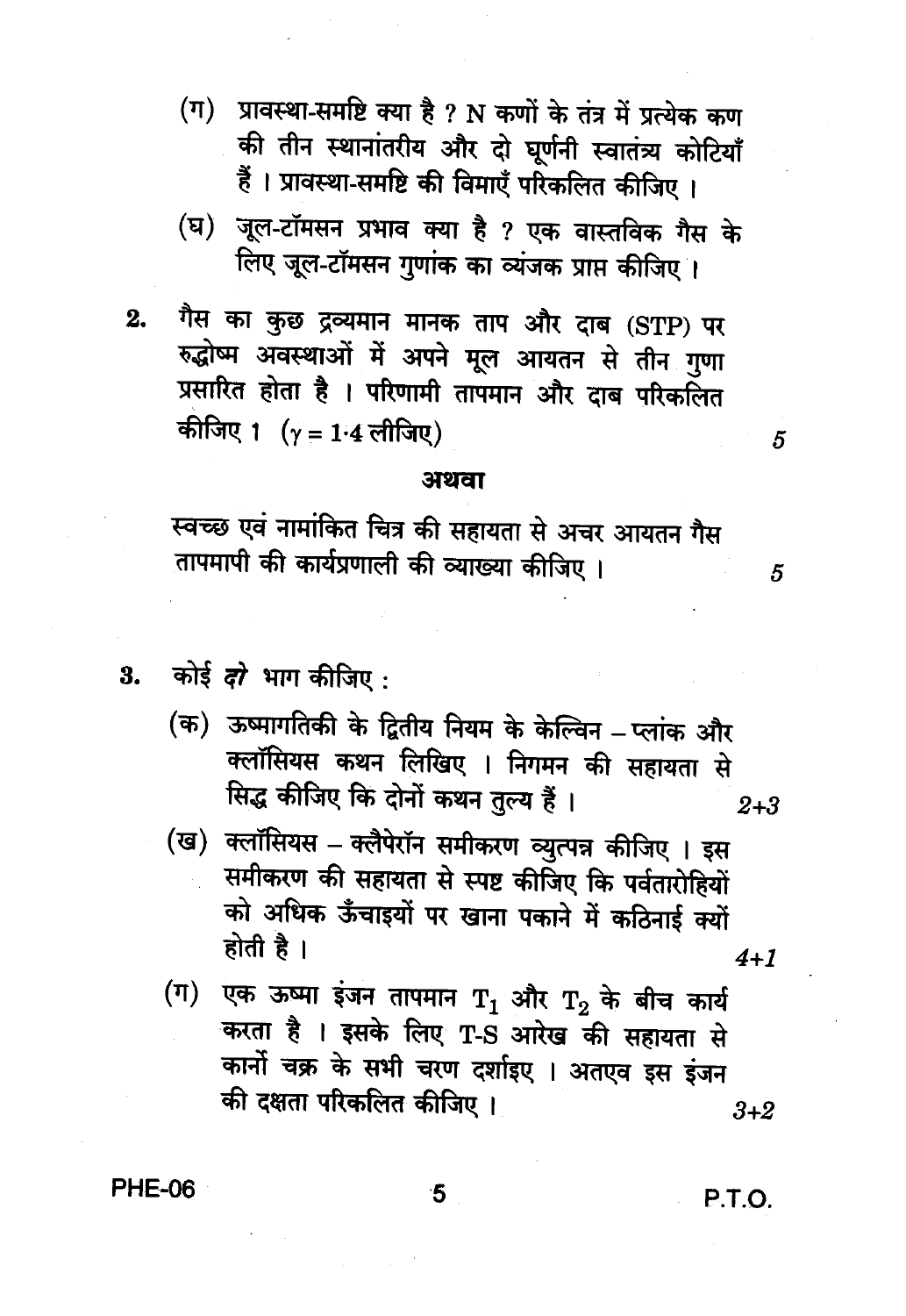(ग) प्रावस्था-समष्टि क्या है ? N कणों के तंत्र में प्रत्येक कण की तीन स्थानांतरीय और दो घूर्णनी स्वातंत्र्य कोटियाँ हैं । प्रावस्था-समष्टि की विमाएँ परिकलित कीजिए ।

(घ) जूल-टॉमसन प्रभाव क्या है ? एक वास्तविक गैस के लिए जूल-टॉमसन गुणांक का व्यंजक प्राप्त कीजिए ।

2. गैस का कुछ द्रव्यमान मानक ताप और दाब (STP) पर रुद्धोष्म अवस्थाओं में अपने मूल आयतन से तीन गुणा प्रसारित होता है । परिणामी तापमान और दाब परिकलित कीजिए । ($\gamma = 1{\cdot}4$ लीजिए) 5

**अथवा**

स्वच्छ एवं नामांकित चित्र की सहायता से अचर आयतन गैस तापमापी की कार्यप्रणाली की व्याख्या कीजिए । 5

3. कोई ***दो*** भाग कीजिए :

(क) ऊष्मागतिकी के द्वितीय नियम के केल्विन – प्लांक और क्लॉसियस कथन लिखिए । निगमन की सहायता से सिद्ध कीजिए कि दोनों कथन तुल्य हैं । 2+3

(ख) क्लॉसियस – क्लैपेरॉन समीकरण व्युत्पन्न कीजिए । इस समीकरण की सहायता से स्पष्ट कीजिए कि पर्वतारोहियों को अधिक ऊँचाइयों पर खाना पकाने में कठिनाई क्यों होती है । 4+1

(ग) एक ऊष्मा इंजन तापमान $T_1$ और $T_2$ के बीच कार्य करता है । इसके लिए T-S आरेख की सहायता से कार्नो चक्र के सभी चरण दर्शाइए । अतएव इस इंजन की दक्षता परिकलित कीजिए । 3+2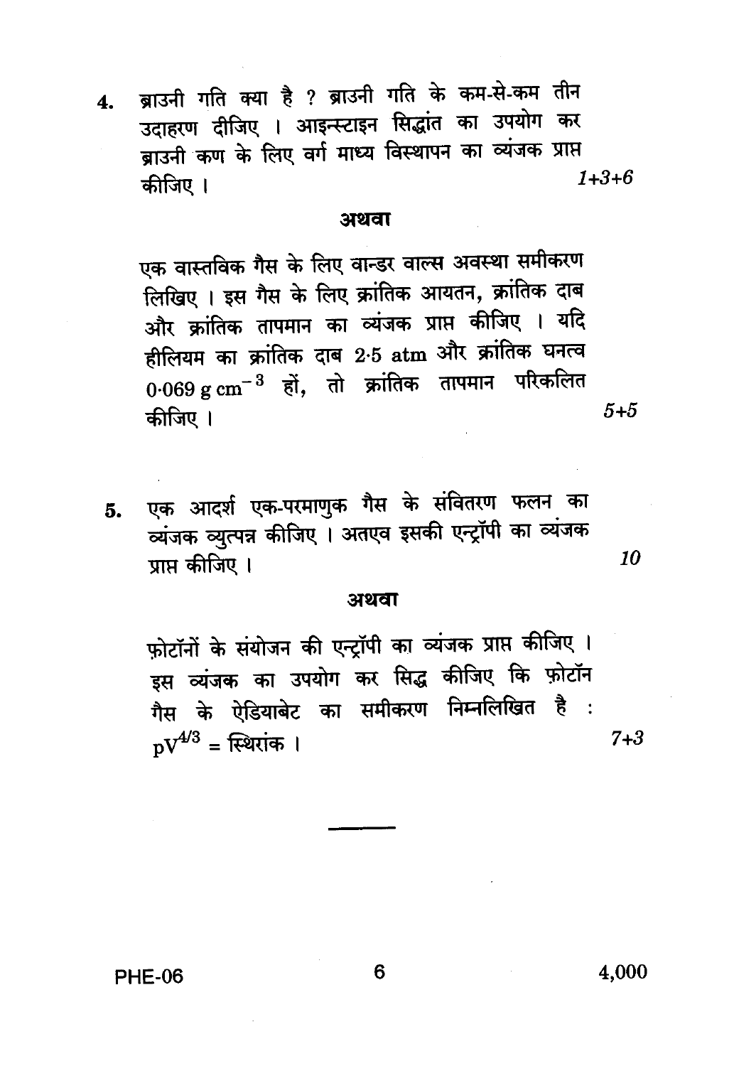4. ब्राउनी गति क्या है ? ब्राउनी गति के कम-से-कम तीन उदाहरण दीजिए । आइन्स्टाइन सिद्धांत का उपयोग कर ब्राउनी कण के लिए वर्ग माध्य विस्थापन का व्यंजक प्राप्त कीजिए । *1+3+6*

**अथवा**

एक वास्तविक गैस के लिए वान्डर वाल्स अवस्था समीकरण लिखिए । इस गैस के लिए क्रांतिक आयतन, क्रांतिक दाब और क्रांतिक तापमान का व्यंजक प्राप्त कीजिए । यदि हीलियम का क्रांतिक दाब 2·5 atm और क्रांतिक घनत्व $0{\cdot}069 \text{ g cm}^{-3}$ हों, तो क्रांतिक तापमान परिकलित कीजिए । *5+5*

5. एक आदर्श एक-परमाणुक गैस के संवितरण फलन का व्यंजक व्युत्पन्न कीजिए । अतएव इसकी एन्ट्रॉपी का व्यंजक प्राप्त कीजिए । *10*

**अथवा**

फ़ोटॉनों के संयोजन की एन्ट्रॉपी का व्यंजक प्राप्त कीजिए । इस व्यंजक का उपयोग कर सिद्ध कीजिए कि फ़ोटॉन गैस के ऐडियाबेट का समीकरण निम्नलिखित है : $pV^{4/3}$ = स्थिरांक । *7+3*